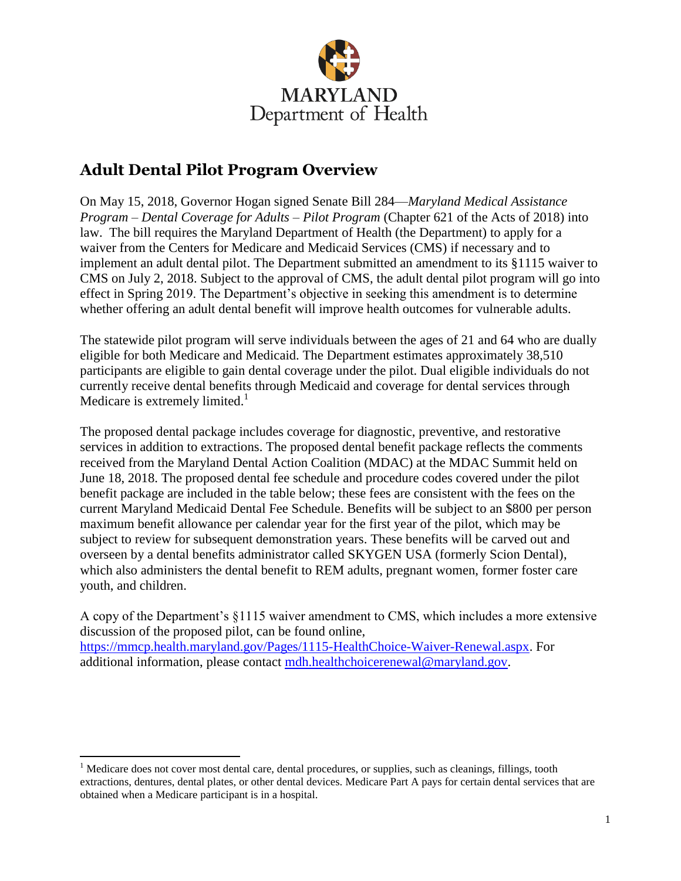MARYLAND
Department of Health

## Adult Dental Pilot Program Overview

On May 15, 2018, Governor Hogan signed Senate Bill 284—*Maryland Medical Assistance Program – Dental Coverage for Adults – Pilot Program* (Chapter 621 of the Acts of 2018) into law. The bill requires the Maryland Department of Health (the Department) to apply for a waiver from the Centers for Medicare and Medicaid Services (CMS) if necessary and to implement an adult dental pilot. The Department submitted an amendment to its §1115 waiver to CMS on July 2, 2018. Subject to the approval of CMS, the adult dental pilot program will go into effect in Spring 2019. The Department's objective in seeking this amendment is to determine whether offering an adult dental benefit will improve health outcomes for vulnerable adults.

The statewide pilot program will serve individuals between the ages of 21 and 64 who are dually eligible for both Medicare and Medicaid. The Department estimates approximately 38,510 participants are eligible to gain dental coverage under the pilot. Dual eligible individuals do not currently receive dental benefits through Medicaid and coverage for dental services through Medicare is extremely limited.[1]

The proposed dental package includes coverage for diagnostic, preventive, and restorative services in addition to extractions. The proposed dental benefit package reflects the comments received from the Maryland Dental Action Coalition (MDAC) at the MDAC Summit held on June 18, 2018. The proposed dental fee schedule and procedure codes covered under the pilot benefit package are included in the table below; these fees are consistent with the fees on the current Maryland Medicaid Dental Fee Schedule. Benefits will be subject to an $800 per person maximum benefit allowance per calendar year for the first year of the pilot, which may be subject to review for subsequent demonstration years. These benefits will be carved out and overseen by a dental benefits administrator called SKYGEN USA (formerly Scion Dental), which also administers the dental benefit to REM adults, pregnant women, former foster care youth, and children.

A copy of the Department's §1115 waiver amendment to CMS, which includes a more extensive discussion of the proposed pilot, can be found online, [https://mmcp.health.maryland.gov/Pages/1115-HealthChoice-Waiver-Renewal.aspx](https://mmcp.health.maryland.gov/Pages/1115-HealthChoice-Waiver-Renewal.aspx). For additional information, please contact [mdh.healthchoicerenewal@maryland.gov](mailto:mdh.healthchoicerenewal@maryland.gov).

---

[1] Medicare does not cover most dental care, dental procedures, or supplies, such as cleanings, fillings, tooth extractions, dentures, dental plates, or other dental devices. Medicare Part A pays for certain dental services that are obtained when a Medicare participant is in a hospital.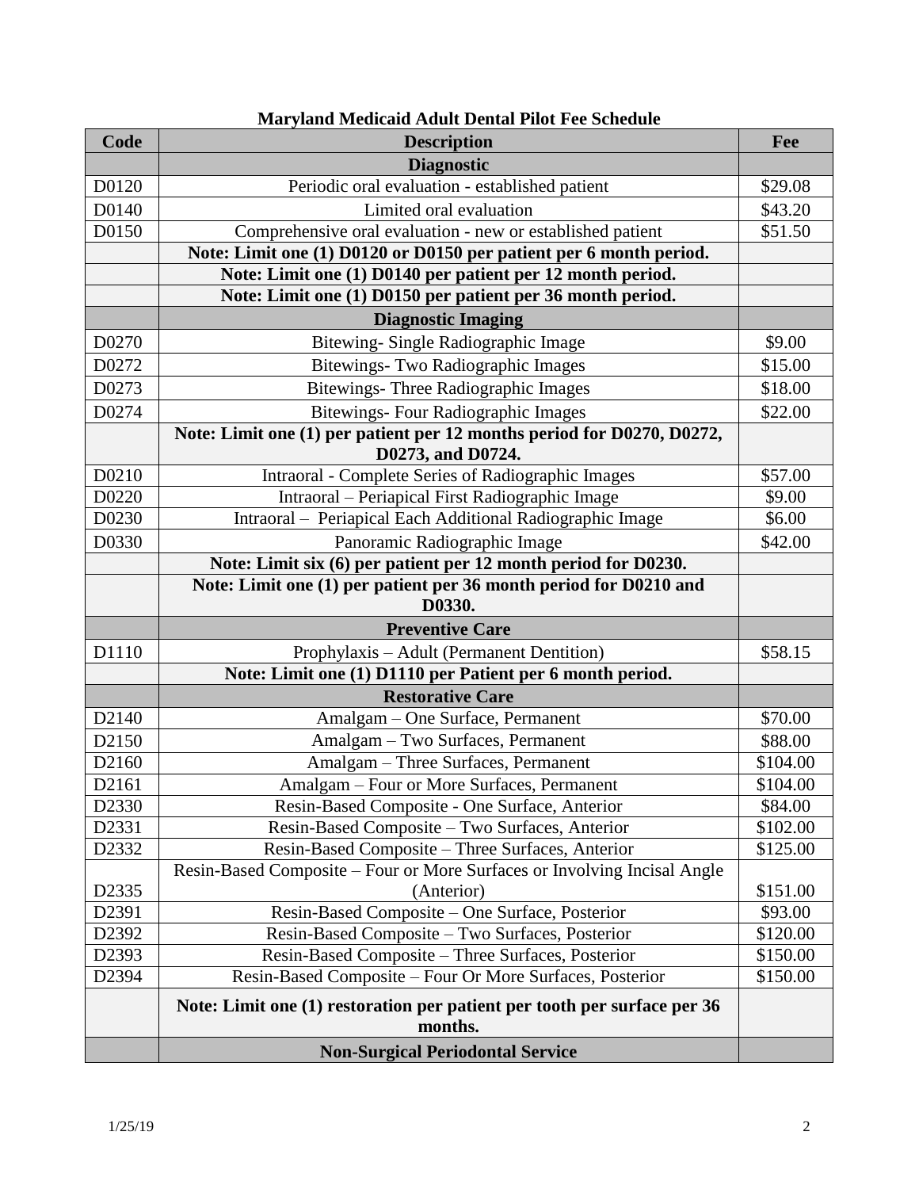**Maryland Medicaid Adult Dental Pilot Fee Schedule**

| Code | Description | Fee |
|---|---|---|
| | **Diagnostic** | |
| D0120 | Periodic oral evaluation - established patient | $29.08 |
| D0140 | Limited oral evaluation | $43.20 |
| D0150 | Comprehensive oral evaluation - new or established patient | $51.50 |
| | **Note: Limit one (1) D0120 or D0150 per patient per 6 month period.** | |
| | **Note: Limit one (1) D0140 per patient per 12 month period.** | |
| | **Note: Limit one (1) D0150 per patient per 36 month period.** | |
| | **Diagnostic Imaging** | |
| D0270 | Bitewing- Single Radiographic Image | $9.00 |
| D0272 | Bitewings- Two Radiographic Images | $15.00 |
| D0273 | Bitewings- Three Radiographic Images | $18.00 |
| D0274 | Bitewings- Four Radiographic Images | $22.00 |
| | **Note: Limit one (1) per patient per 12 months period for D0270, D0272, D0273, and D0724.** | |
| D0210 | Intraoral - Complete Series of Radiographic Images | $57.00 |
| D0220 | Intraoral – Periapical First Radiographic Image | $9.00 |
| D0230 | Intraoral – Periapical Each Additional Radiographic Image | $6.00 |
| D0330 | Panoramic Radiographic Image | $42.00 |
| | **Note: Limit six (6) per patient per 12 month period for D0230.** | |
| | **Note: Limit one (1) per patient per 36 month period for D0210 and D0330.** | |
| | **Preventive Care** | |
| D1110 | Prophylaxis – Adult (Permanent Dentition) | $58.15 |
| | **Note: Limit one (1) D1110 per Patient per 6 month period.** | |
| | **Restorative Care** | |
| D2140 | Amalgam – One Surface, Permanent | $70.00 |
| D2150 | Amalgam – Two Surfaces, Permanent | $88.00 |
| D2160 | Amalgam – Three Surfaces, Permanent | $104.00 |
| D2161 | Amalgam – Four or More Surfaces, Permanent | $104.00 |
| D2330 | Resin-Based Composite - One Surface, Anterior | $84.00 |
| D2331 | Resin-Based Composite – Two Surfaces, Anterior | $102.00 |
| D2332 | Resin-Based Composite – Three Surfaces, Anterior | $125.00 |
| D2335 | Resin-Based Composite – Four or More Surfaces or Involving Incisal Angle (Anterior) | $151.00 |
| D2391 | Resin-Based Composite – One Surface, Posterior | $93.00 |
| D2392 | Resin-Based Composite – Two Surfaces, Posterior | $120.00 |
| D2393 | Resin-Based Composite – Three Surfaces, Posterior | $150.00 |
| D2394 | Resin-Based Composite – Four Or More Surfaces, Posterior | $150.00 |
| | **Note: Limit one (1) restoration per patient per tooth per surface per 36 months.** | |
| | **Non-Surgical Periodontal Service** | |

1/25/19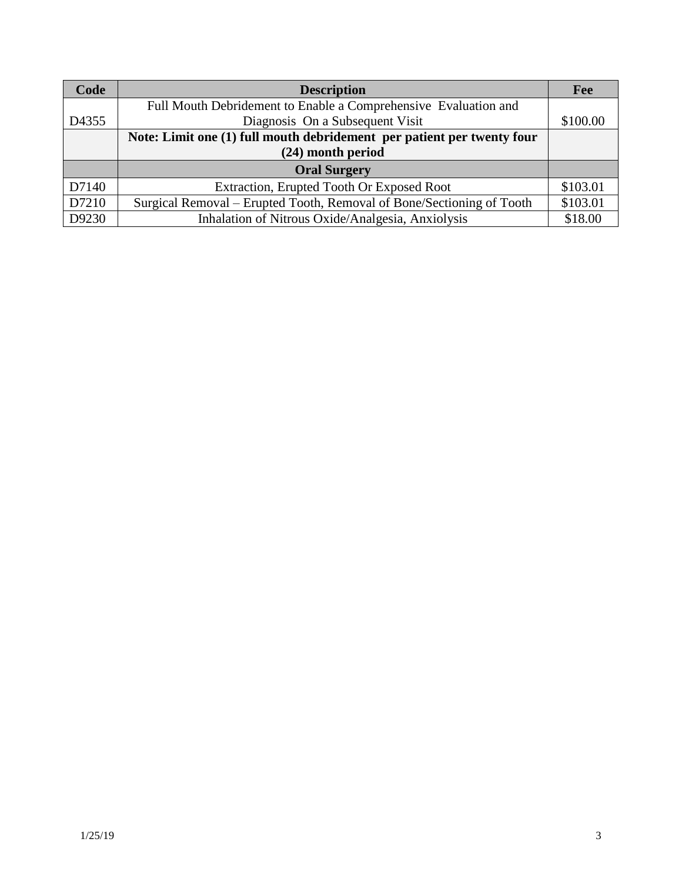| Code | Description | Fee |
|---|---|---|
| D4355 | Full Mouth Debridement to Enable a Comprehensive Evaluation and Diagnosis On a Subsequent Visit | $100.00 |
| | **Note: Limit one (1) full mouth debridement per patient per twenty four (24) month period** | |
| | **Oral Surgery** | |
| D7140 | Extraction, Erupted Tooth Or Exposed Root | $103.01 |
| D7210 | Surgical Removal – Erupted Tooth, Removal of Bone/Sectioning of Tooth | $103.01 |
| D9230 | Inhalation of Nitrous Oxide/Analgesia, Anxiolysis | $18.00 |

1/25/19